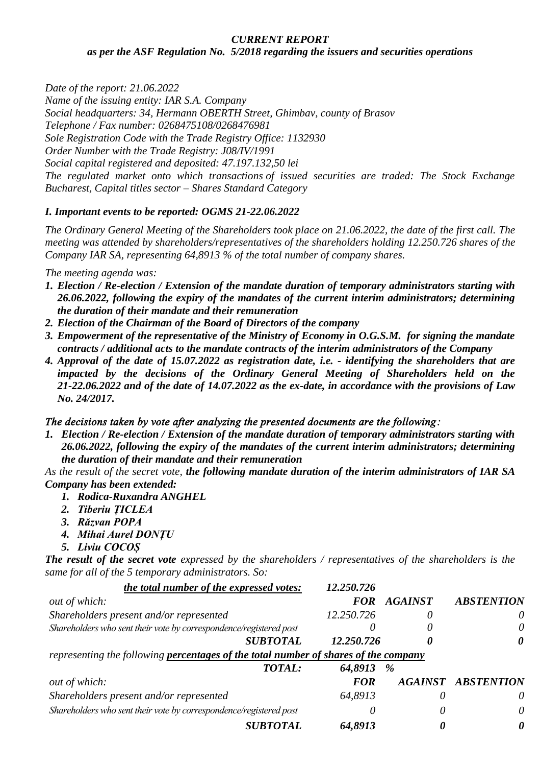***CURRENT REPORT***
***as per the ASF Regulation No. 5/2018 regarding the issuers and securities operations***

*Date of the report: 21.06.2022*
*Name of the issuing entity: IAR S.A. Company*
*Social headquarters: 34, Hermann OBERTH Street, Ghimbav, county of Brasov*
*Telephone / Fax number: 0268475108/0268476981*
*Sole Registration Code with the Trade Registry Office: 1132930*
*Order Number with the Trade Registry: J08/IV/1991*
*Social capital registered and deposited: 47.197.132,50 lei*
*The regulated market onto which transactions of issued securities are traded: The Stock Exchange Bucharest, Capital titles sector – Shares Standard Category*

***I. Important events to be reported: OGMS 21-22.06.2022***

*The Ordinary General Meeting of the Shareholders took place on 21.06.2022, the date of the first call. The meeting was attended by shareholders/representatives of the shareholders holding 12.250.726 shares of the Company IAR SA, representing 64,8913 % of the total number of company shares.*

*The meeting agenda was:*

1. ***Election / Re-election / Extension of the mandate duration of temporary administrators starting with 26.06.2022, following the expiry of the mandates of the current interim administrators; determining the duration of their mandate and their remuneration***
2. ***Election of the Chairman of the Board of Directors of the company***
3. ***Empowerment of the representative of the Ministry of Economy in O.G.S.M. for signing the mandate contracts / additional acts to the mandate contracts of the interim administrators of the Company***
4. ***Approval of the date of 15.07.2022 as registration date, i.e. - identifying the shareholders that are impacted by the decisions of the Ordinary General Meeting of Shareholders held on the 21-22.06.2022 and of the date of 14.07.2022 as the ex-date, in accordance with the provisions of Law No. 24/2017.***

*The decisions taken by vote after analyzing the presented documents are the following:*

1. ***Election / Re-election / Extension of the mandate duration of temporary administrators starting with 26.06.2022, following the expiry of the mandates of the current interim administrators; determining the duration of their mandate and their remuneration***

*As the result of the secret vote,* ***the following mandate duration of the interim administrators of IAR SA Company has been extended:***

1. ***Rodica-Ruxandra ANGHEL***
2. ***Tiberiu ȚICLEA***
3. ***Răzvan POPA***
4. ***Mihai Aurel DONȚU***
5. ***Liviu COCOȘ***

***The result of the secret vote*** *expressed by the shareholders / representatives of the shareholders is the same for all of the 5 temporary administrators. So:*

| | | | |
|---|---|---|---|
| ***the total number of the expressed votes:*** | *12.250.726* | | |
| *out of which:* | ***FOR*** | ***AGAINST*** | ***ABSTENTION*** |
| *Shareholders present and/or represented* | *12.250.726* | *0* | *0* |
| *Shareholders who sent their vote by correspondence/registered post* | *0* | *0* | *0* |
| ***SUBTOTAL*** | ***12.250.726*** | ***0*** | ***0*** |
| *representing the following* ***percentages of the total number of shares of the company*** | | | |
| ***TOTAL:*** | *64,8913* | *%* | |
| *out of which:* | ***FOR*** | ***AGAINST*** | ***ABSTENTION*** |
| *Shareholders present and/or represented* | *64,8913* | *0* | *0* |
| *Shareholders who sent their vote by correspondence/registered post* | *0* | *0* | *0* |
| ***SUBTOTAL*** | ***64,8913*** | ***0*** | ***0*** |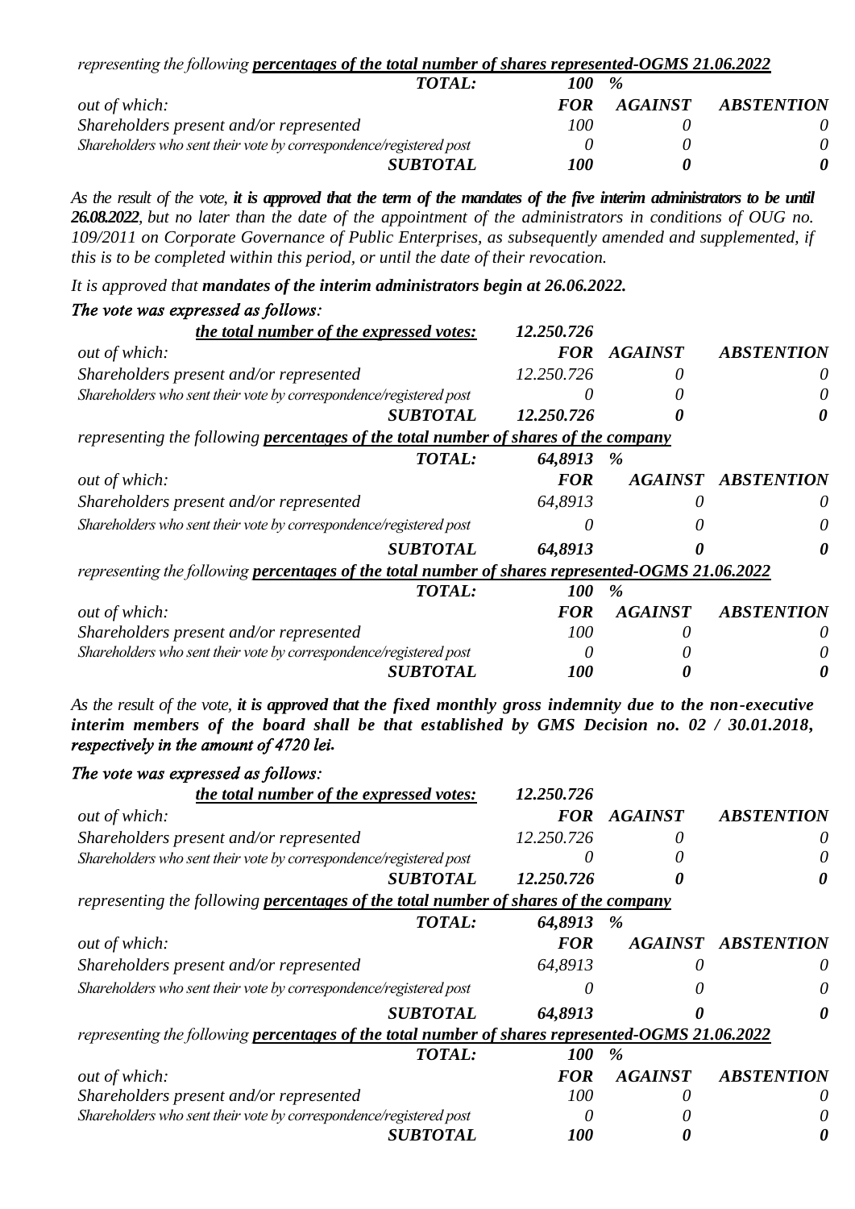*representing the following **percentages of the total number of shares represented-OGMS 21.06.2022***

| | | | |
|---|---|---|---|
| ***TOTAL:*** | ***100*** | ***%*** | |
| *out of which:* | ***FOR*** | ***AGAINST*** | ***ABSTENTION*** |
| *Shareholders present and/or represented* | *100* | *0* | *0* |
| *Shareholders who sent their vote by correspondence/registered post* | *0* | *0* | *0* |
| ***SUBTOTAL*** | ***100*** | ***0*** | ***0*** |

*As the result of the vote, **it is approved that the term of the mandates of the five interim administrators to be until 26.08.2022**, but no later than the date of the appointment of the administrators in conditions of OUG no. 109/2011 on Corporate Governance of Public Enterprises, as subsequently amended and supplemented, if this is to be completed within this period, or until the date of their revocation.*

*It is approved that **mandates of the interim administrators begin at 26.06.2022.***

***The vote was expressed as follows:***

| | | | |
|---|---|---|---|
| ***the total number of the expressed votes:*** | ***12.250.726*** | | |
| *out of which:* | ***FOR*** | ***AGAINST*** | ***ABSTENTION*** |
| *Shareholders present and/or represented* | *12.250.726* | *0* | *0* |
| *Shareholders who sent their vote by correspondence/registered post* | *0* | *0* | *0* |
| ***SUBTOTAL*** | ***12.250.726*** | ***0*** | ***0*** |

*representing the following **percentages of the total number of shares of the company***

| | | | |
|---|---|---|---|
| ***TOTAL:*** | ***64,8913*** | ***%*** | |
| *out of which:* | ***FOR*** | ***AGAINST*** | ***ABSTENTION*** |
| *Shareholders present and/or represented* | *64,8913* | *0* | *0* |
| *Shareholders who sent their vote by correspondence/registered post* | *0* | *0* | *0* |
| ***SUBTOTAL*** | ***64,8913*** | ***0*** | ***0*** |

*representing the following **percentages of the total number of shares represented-OGMS 21.06.2022***

| | | | |
|---|---|---|---|
| ***TOTAL:*** | ***100*** | ***%*** | |
| *out of which:* | ***FOR*** | ***AGAINST*** | ***ABSTENTION*** |
| *Shareholders present and/or represented* | *100* | *0* | *0* |
| *Shareholders who sent their vote by correspondence/registered post* | *0* | *0* | *0* |
| ***SUBTOTAL*** | ***100*** | ***0*** | ***0*** |

*As the result of the vote, **it is approved that the fixed monthly gross indemnity due to the non-executive interim members of the board shall be that established by GMS Decision no. 02 / 30.01.2018, respectively in the amount of 4720 lei.***

***The vote was expressed as follows:***

| | | | |
|---|---|---|---|
| ***the total number of the expressed votes:*** | ***12.250.726*** | | |
| *out of which:* | ***FOR*** | ***AGAINST*** | ***ABSTENTION*** |
| *Shareholders present and/or represented* | *12.250.726* | *0* | *0* |
| *Shareholders who sent their vote by correspondence/registered post* | *0* | *0* | *0* |
| ***SUBTOTAL*** | ***12.250.726*** | ***0*** | ***0*** |

*representing the following **percentages of the total number of shares of the company***

| | | | |
|---|---|---|---|
| ***TOTAL:*** | ***64,8913*** | ***%*** | |
| *out of which:* | ***FOR*** | ***AGAINST*** | ***ABSTENTION*** |
| *Shareholders present and/or represented* | *64,8913* | *0* | *0* |
| *Shareholders who sent their vote by correspondence/registered post* | *0* | *0* | *0* |
| ***SUBTOTAL*** | ***64,8913*** | ***0*** | ***0*** |

*representing the following **percentages of the total number of shares represented-OGMS 21.06.2022***

| | | | |
|---|---|---|---|
| ***TOTAL:*** | ***100*** | ***%*** | |
| *out of which:* | ***FOR*** | ***AGAINST*** | ***ABSTENTION*** |
| *Shareholders present and/or represented* | *100* | *0* | *0* |
| *Shareholders who sent their vote by correspondence/registered post* | *0* | *0* | *0* |
| ***SUBTOTAL*** | ***100*** | ***0*** | ***0*** |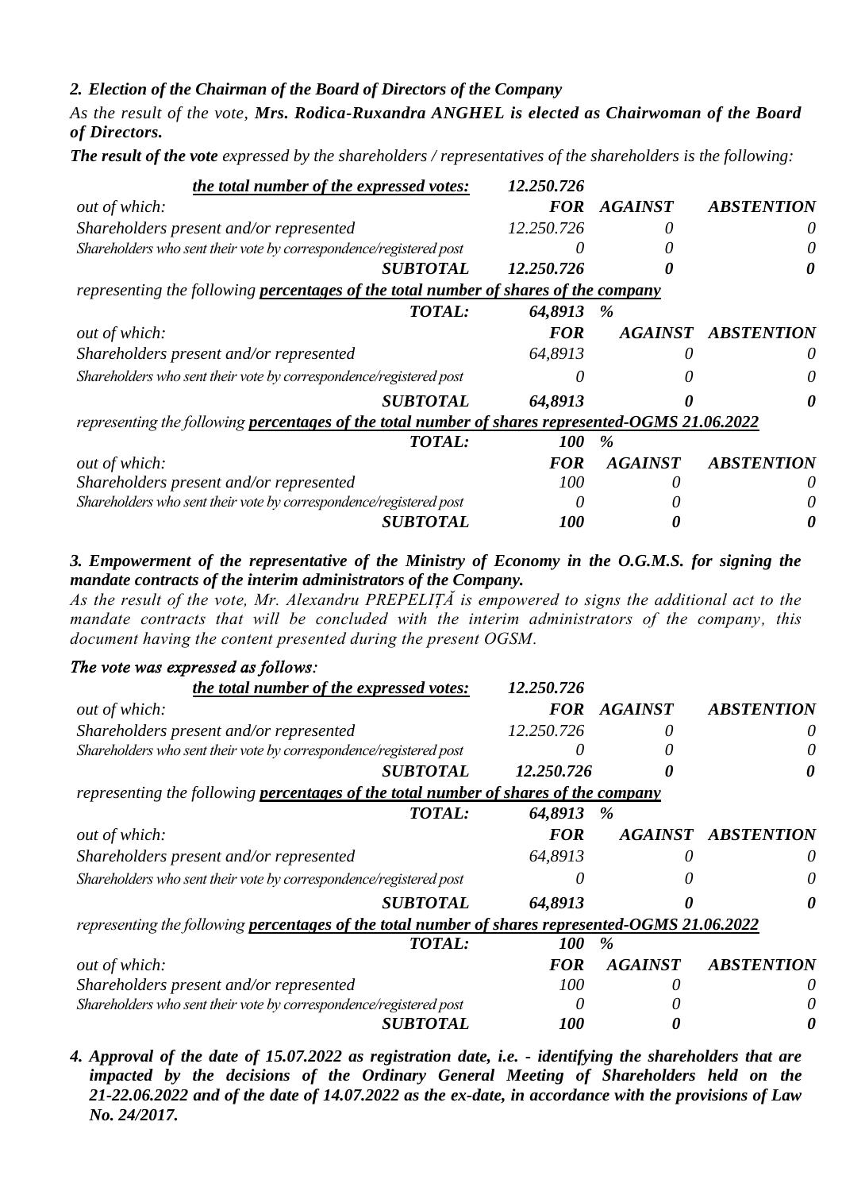*2. **Election of the Chairman of the Board of Directors of the Company***

*As the result of the vote, **Mrs. Rodica-Ruxandra ANGHEL is elected as Chairwoman of the Board of Directors.***

***The result of the vote** expressed by the shareholders / representatives of the shareholders is the following:*

| | | | |
|---|---|---|---|
| ***the total number of the expressed votes:*** | ***12.250.726*** | | |
| *out of which:* | ***FOR*** | ***AGAINST*** | ***ABSTENTION*** |
| *Shareholders present and/or represented* | *12.250.726* | *0* | *0* |
| *Shareholders who sent their vote by correspondence/registered post* | *0* | *0* | *0* |
| ***SUBTOTAL*** | ***12.250.726*** | ***0*** | ***0*** |
| *representing the following **percentages of the total number of shares of the company*** | | | |
| ***TOTAL:*** | ***64,8913*** | ***%*** | |
| *out of which:* | ***FOR*** | ***AGAINST*** | ***ABSTENTION*** |
| *Shareholders present and/or represented* | *64,8913* | *0* | *0* |
| *Shareholders who sent their vote by correspondence/registered post* | *0* | *0* | *0* |
| ***SUBTOTAL*** | ***64,8913*** | ***0*** | ***0*** |
| *representing the following **percentages of the total number of shares represented-OGMS 21.06.2022*** | | | |
| ***TOTAL:*** | ***100*** | ***%*** | |
| *out of which:* | ***FOR*** | ***AGAINST*** | ***ABSTENTION*** |
| *Shareholders present and/or represented* | *100* | *0* | *0* |
| *Shareholders who sent their vote by correspondence/registered post* | *0* | *0* | *0* |
| ***SUBTOTAL*** | ***100*** | ***0*** | ***0*** |

*3. **Empowerment of the representative of the Ministry of Economy in the O.G.M.S. for signing the mandate contracts of the interim administrators of the Company.***

*As the result of the vote, Mr. Alexandru PREPELIȚĂ is empowered to signs the additional act to the mandate contracts that will be concluded with the interim administrators of the company, this document having the content presented during the present OGSM.*

***The vote was expressed as follows:***

| | | | |
|---|---|---|---|
| ***the total number of the expressed votes:*** | ***12.250.726*** | | |
| *out of which:* | ***FOR*** | ***AGAINST*** | ***ABSTENTION*** |
| *Shareholders present and/or represented* | *12.250.726* | *0* | *0* |
| *Shareholders who sent their vote by correspondence/registered post* | *0* | *0* | *0* |
| ***SUBTOTAL*** | ***12.250.726*** | ***0*** | ***0*** |
| *representing the following **percentages of the total number of shares of the company*** | | | |
| ***TOTAL:*** | ***64,8913*** | ***%*** | |
| *out of which:* | ***FOR*** | ***AGAINST*** | ***ABSTENTION*** |
| *Shareholders present and/or represented* | *64,8913* | *0* | *0* |
| *Shareholders who sent their vote by correspondence/registered post* | *0* | *0* | *0* |
| ***SUBTOTAL*** | ***64,8913*** | ***0*** | ***0*** |
| *representing the following **percentages of the total number of shares represented-OGMS 21.06.2022*** | | | |
| ***TOTAL:*** | ***100*** | ***%*** | |
| *out of which:* | ***FOR*** | ***AGAINST*** | ***ABSTENTION*** |
| *Shareholders present and/or represented* | *100* | *0* | *0* |
| *Shareholders who sent their vote by correspondence/registered post* | *0* | *0* | *0* |
| ***SUBTOTAL*** | ***100*** | ***0*** | ***0*** |

*4. **Approval of the date of 15.07.2022 as registration date, i.e. - identifying the shareholders that are impacted by the decisions of the Ordinary General Meeting of Shareholders held on the 21-22.06.2022 and of the date of 14.07.2022 as the ex-date, in accordance with the provisions of Law No. 24/2017.***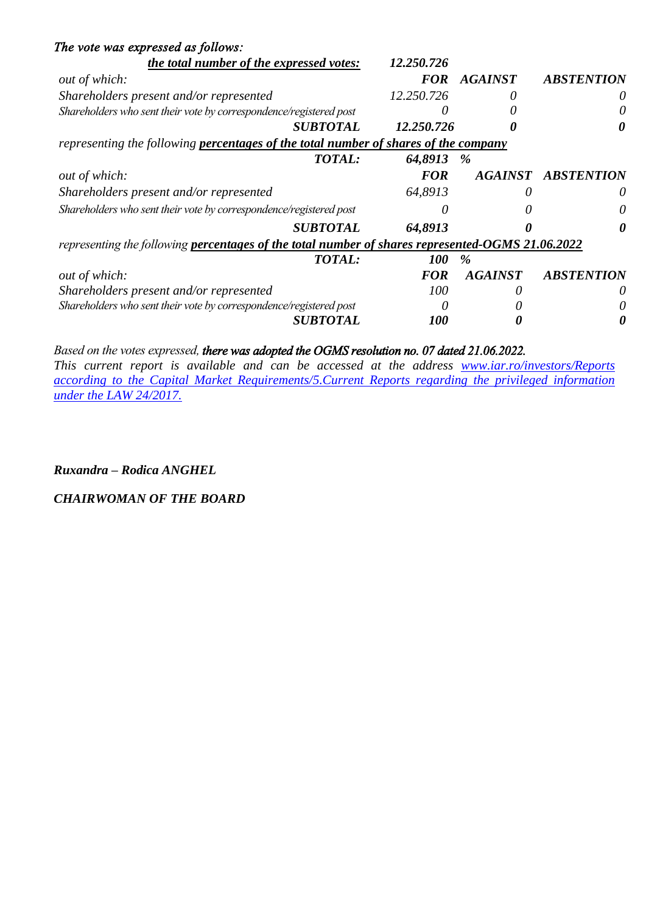*The vote was expressed as follows:*

| | | | |
|---|---|---|---|
| ***the total number of the expressed votes:*** | *12.250.726* | | |
| *out of which:* | ***FOR*** | ***AGAINST*** | ***ABSTENTION*** |
| *Shareholders present and/or represented* | *12.250.726* | *0* | *0* |
| *Shareholders who sent their vote by correspondence/registered post* | *0* | *0* | *0* |
| ***SUBTOTAL*** | ***12.250.726*** | ***0*** | ***0*** |
| *representing the following **percentages of the total number of shares of the company*** | | | |
| ***TOTAL:*** | ***64,8913*** | *%* | |
| *out of which:* | ***FOR*** | ***AGAINST*** | ***ABSTENTION*** |
| *Shareholders present and/or represented* | *64,8913* | *0* | *0* |
| *Shareholders who sent their vote by correspondence/registered post* | *0* | *0* | *0* |
| ***SUBTOTAL*** | ***64,8913*** | ***0*** | ***0*** |
| *representing the following **percentages of the total number of shares represented-OGMS 21.06.2022*** | | | |
| ***TOTAL:*** | ***100*** | *%* | |
| *out of which:* | ***FOR*** | ***AGAINST*** | ***ABSTENTION*** |
| *Shareholders present and/or represented* | *100* | *0* | *0* |
| *Shareholders who sent their vote by correspondence/registered post* | *0* | *0* | *0* |
| ***SUBTOTAL*** | ***100*** | ***0*** | ***0*** |

*Based on the votes expressed, **there was adopted the OGMS resolution no. 07 dated 21.06.2022.***

*This current report is available and can be accessed at the address www.iar.ro/investors/Reports according to the Capital Market Requirements/5.Current Reports regarding the privileged information under the LAW 24/2017.*

***Ruxandra – Rodica ANGHEL***

***CHAIRWOMAN OF THE BOARD***